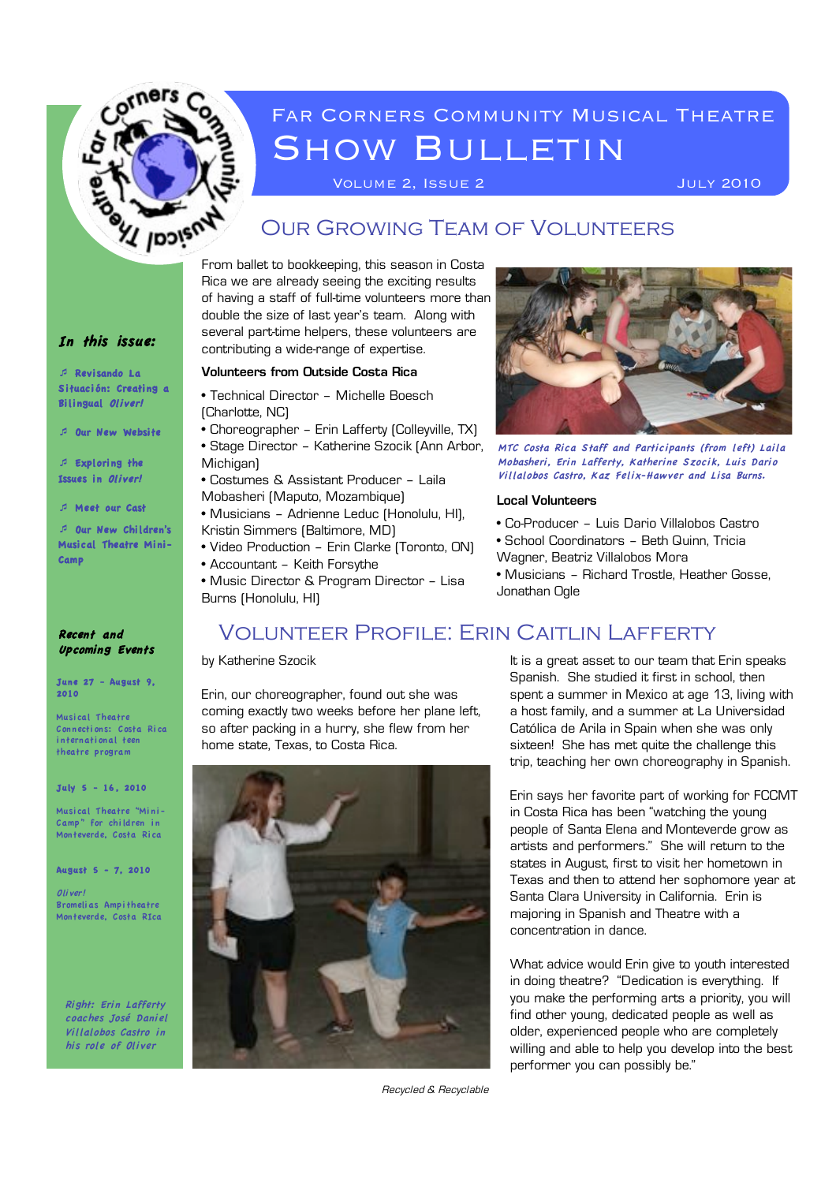# Far Corners Community Musical Theatre

# Show Bulletin

Volume 2, Issue 2 — July 2010

## Our Growing Team of Volunteers

From ballet to bookkeeping, this season in Costa Rica we are already seeing the exciting results of having a staff of full-time volunteers more than double the size of last year's team. Along with several part-time helpers, these volunteers are contributing a wide-range of expertise.

**Volunteers from Outside Costa Rica**

- Technical Director – Michelle Boesch (Charlotte, NC)
- Choreographer – Erin Lafferty (Colleyville, TX)
- Stage Director – Katherine Szocik (Ann Arbor, Michigan)
- Costumes & Assistant Producer – Laila Mobasheri (Maputo, Mozambique)
- Musicians – Adrienne Leduc (Honolulu, HI), Kristin Simmers (Baltimore, MD)
- Video Production – Erin Clarke (Toronto, ON)
- Accountant – Keith Forsythe
- Music Director & Program Director – Lisa Burns (Honolulu, HI)

*MTC Costa Rica Staff and Participants (from left) Laila Mobasheri, Erin Lafferty, Katherine Szocik, Luis Dario Villalobos Castro, Kaz Felix-Hawver and Lisa Burns.*

**Local Volunteers**

- Co-Producer – Luis Dario Villalobos Castro
- School Coordinators – Beth Quinn, Tricia Wagner, Beatriz Villalobos Mora
- Musicians – Richard Trostle, Heather Gosse, Jonathan Ogle

## Volunteer Profile: Erin Caitlin Lafferty

by Katherine Szocik

Erin, our choreographer, found out she was coming exactly two weeks before her plane left, so after packing in a hurry, she flew from her home state, Texas, to Costa Rica.

It is a great asset to our team that Erin speaks Spanish. She studied it first in school, then spent a summer in Mexico at age 13, living with a host family, and a summer at La Universidad Católica de Arila in Spain when she was only sixteen! She has met quite the challenge this trip, teaching her own choreography in Spanish.

Erin says her favorite part of working for FCCMT in Costa Rica has been "watching the young people of Santa Elena and Monteverde grow as artists and performers." She will return to the states in August, first to visit her hometown in Texas and then to attend her sophomore year at Santa Clara University in California. Erin is majoring in Spanish and Theatre with a concentration in dance.

What advice would Erin give to youth interested in doing theatre? "Dedication is everything. If you make the performing arts a priority, you will find other young, dedicated people as well as older, experienced people who are completely willing and able to help you develop into the best performer you can possibly be."

*Right: Erin Lafferty coaches José Daniel Villalobos Castro in his role of Oliver*

### In this issue:

- Revisando La Situación: Creating a Bilingual *Oliver!*
- Our New Website
- Exploring the Issues in *Oliver!*
- Meet our Cast
- Our New Children's Musical Theatre Mini-Camp

### Recent and Upcoming Events

**June 27 – August 9, 2010**
Musical Theatre Connections: Costa Rica international teen theatre program

**July 5 – 16, 2010**
Musical Theatre "Mini-Camp" for children in Monteverde, Costa Rica

**August 5 – 7, 2010**
*Oliver!*
Bromelias Ampitheatre
Monteverde, Costa Rica

*Recycled & Recyclable*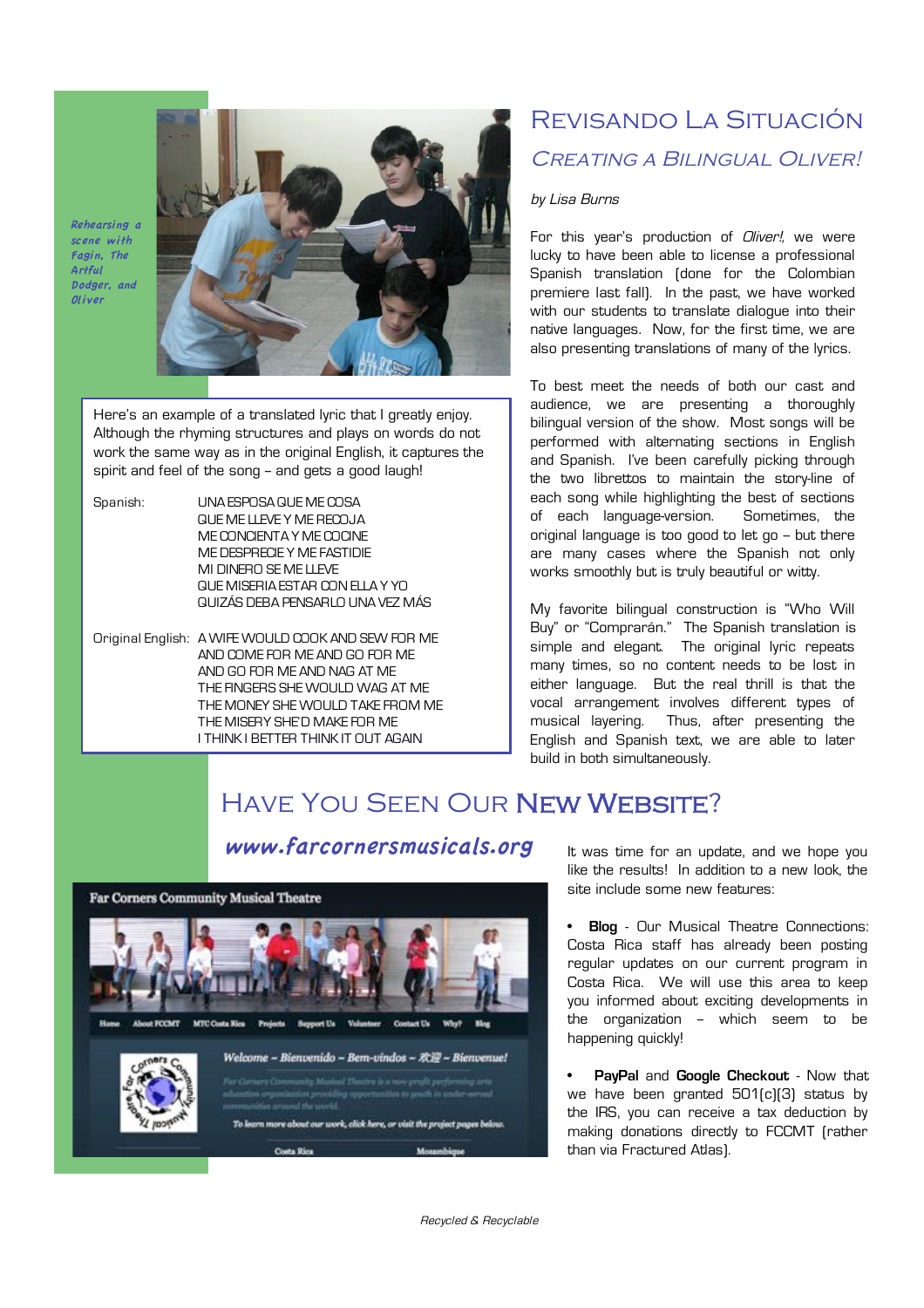Rehearsing a scene with Fagin, The Artful Dodger, and Oliver

Here's an example of a translated lyric that I greatly enjoy. Although the rhyming structures and plays on words do not work the same way as in the original English, it captures the spirit and feel of the song – and gets a good laugh!

Spanish:

UNA ESPOSA QUE ME COSA
QUE ME LLEVE Y ME RECOJA
ME CONCIENTA Y ME COCINE
ME DESPRECIE Y ME FASTIDIE
MI DINERO SE ME LLEVE
QUE MISERIA ESTAR CON ELLA Y YO
QUIZÁS DEBA PENSARLO UNA VEZ MÁS

Original English:

A WIFE WOULD COOK AND SEW FOR ME
AND COME FOR ME AND GO FOR ME
AND GO FOR ME AND NAG AT ME
THE FINGERS SHE WOULD WAG AT ME
THE MONEY SHE WOULD TAKE FROM ME
THE MISERY SHE'D MAKE FOR ME
I THINK I BETTER THINK IT OUT AGAIN

# Revisando La Situación

## *Creating a Bilingual Oliver!*

*by Lisa Burns*

For this year's production of *Oliver!*, we were lucky to have been able to license a professional Spanish translation (done for the Colombian premiere last fall). In the past, we have worked with our students to translate dialogue into their native languages. Now, for the first time, we are also presenting translations of many of the lyrics.

To best meet the needs of both our cast and audience, we are presenting a thoroughly bilingual version of the show. Most songs will be performed with alternating sections in English and Spanish. I've been carefully picking through the two librettos to maintain the story-line of each song while highlighting the best of sections of each language-version. Sometimes, the original language is too good to let go – but there are many cases where the Spanish not only works smoothly but is truly beautiful or witty.

My favorite bilingual construction is "Who Will Buy" or "Comprarán." The Spanish translation is simple and elegant. The original lyric repeats many times, so no content needs to be lost in either language. But the real thrill is that the vocal arrangement involves different types of musical layering. Thus, after presenting the English and Spanish text, we are able to later build in both simultaneously.

# Have You Seen Our New Website?

***www.farcornersmusicals.org***

It was time for an update, and we hope you like the results! In addition to a new look, the site include some new features:

- **Blog** - Our Musical Theatre Connections: Costa Rica staff has already been posting regular updates on our current program in Costa Rica. We will use this area to keep you informed about exciting developments in the organization – which seem to be happening quickly!

- **PayPal** and **Google Checkout** - Now that we have been granted 501(c)(3) status by the IRS, you can receive a tax deduction by making donations directly to FCCMT (rather than via Fractured Atlas).

*Recycled & Recyclable*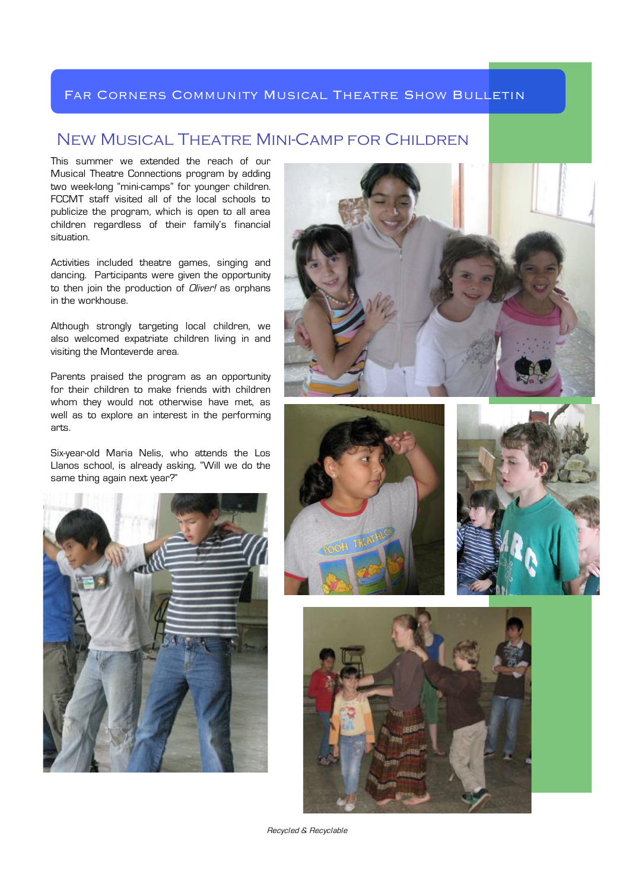# New Musical Theatre Mini-Camp for Children

This summer we extended the reach of our Musical Theatre Connections program by adding two week-long "mini-camps" for younger children. FCCMT staff visited all of the local schools to publicize the program, which is open to all area children regardless of their family's financial situation.

Activities included theatre games, singing and dancing. Participants were given the opportunity to then join the production of *Oliver!* as orphans in the workhouse.

Although strongly targeting local children, we also welcomed expatriate children living in and visiting the Monteverde area.

Parents praised the program as an opportunity for their children to make friends with children whom they would not otherwise have met, as well as to explore an interest in the performing arts.

Six-year-old Maria Nelis, who attends the Los Llanos school, is already asking, "Will we do the same thing again next year?"

*Recycled & Recyclable*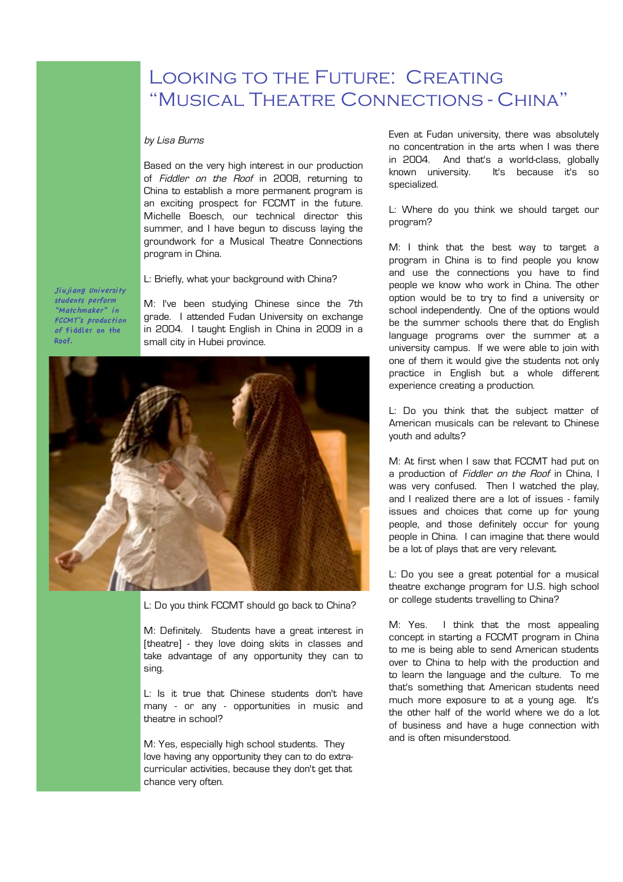# Looking to the Future: Creating "Musical Theatre Connections - China"

*by Lisa Burns*

Based on the very high interest in our production of *Fiddler on the Roof* in 2008, returning to China to establish a more permanent program is an exciting prospect for FCCMT in the future. Michelle Boesch, our technical director this summer, and I have begun to discuss laying the groundwork for a Musical Theatre Connections program in China.

L: Briefly, what your background with China?

M: I've been studying Chinese since the 7th grade. I attended Fudan University on exchange in 2004. I taught English in China in 2009 in a small city in Hubei province.

*Jiujiang University students perform "Matchmaker" in FCCMT's production of Fiddler on the Roof.*

L: Do you think FCCMT should go back to China?

M: Definitely. Students have a great interest in [theatre] - they love doing skits in classes and take advantage of any opportunity they can to sing.

L: Is it true that Chinese students don't have many - or any - opportunities in music and theatre in school?

M: Yes, especially high school students. They love having any opportunity they can to do extra-curricular activities, because they don't get that chance very often. Even at Fudan university, there was absolutely no concentration in the arts when I was there in 2004. And that's a world-class, globally known university. It's because it's so specialized.

L: Where do you think we should target our program?

M: I think that the best way to target a program in China is to find people you know and use the connections you have to find people we know who work in China. The other option would be to try to find a university or school independently. One of the options would be the summer schools there that do English language programs over the summer at a university campus. If we were able to join with one of them it would give the students not only practice in English but a whole different experience creating a production.

L: Do you think that the subject matter of American musicals can be relevant to Chinese youth and adults?

M: At first when I saw that FCCMT had put on a production of *Fiddler on the Roof* in China, I was very confused. Then I watched the play, and I realized there are a lot of issues - family issues and choices that come up for young people, and those definitely occur for young people in China. I can imagine that there would be a lot of plays that are very relevant.

L: Do you see a great potential for a musical theatre exchange program for U.S. high school or college students travelling to China?

M: Yes. I think that the most appealing concept in starting a FCCMT program in China to me is being able to send American students over to China to help with the production and to learn the language and the culture. To me that's something that American students need much more exposure to at a young age. It's the other half of the world where we do a lot of business and have a huge connection with and is often misunderstood.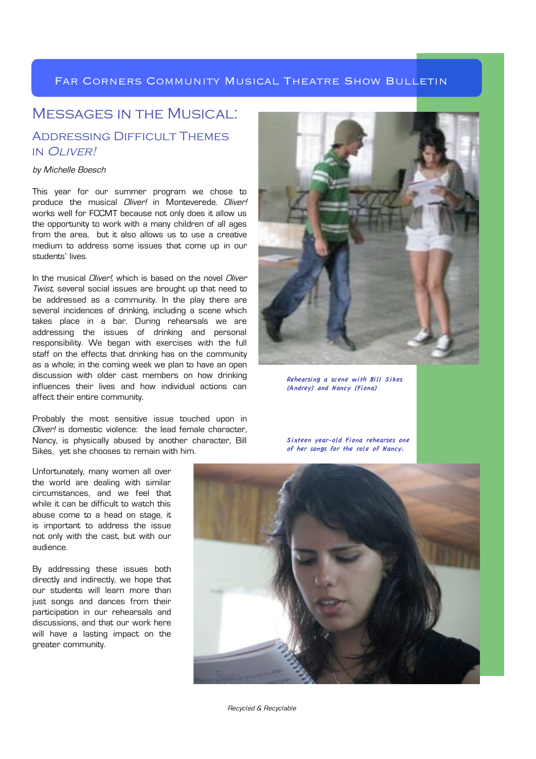# Messages in the Musical:

## Addressing Difficult Themes in *Oliver!*

*by Michelle Boesch*

This year for our summer program we chose to produce the musical *Oliver!* in Monteverede. *Oliver!* works well for FCCMT because not only does it allow us the opportunity to work with a many children of all ages from the area, but it also allows us to use a creative medium to address some issues that come up in our students' lives.

In the musical *Oliver!*, which is based on the novel *Oliver Twist*, several social issues are brought up that need to be addressed as a community. In the play there are several incidences of drinking, including a scene which takes place in a bar. During rehearsals we are addressing the issues of drinking and personal responsibility. We began with exercises with the full staff on the effects that drinking has on the community as a whole; in the coming week we plan to have an open discussion with older cast members on how drinking influences their lives and how individual actions can affect their entire community.

Probably the most sensitive issue touched upon in *Oliver!* is domestic violence: the lead female character, Nancy, is physically abused by another character, Bill Sikes, yet she chooses to remain with him.

Unfortunately, many women all over the world are dealing with similar circumstances, and we feel that while it can be difficult to watch this abuse come to a head on stage, it is important to address the issue not only with the cast, but with our audience.

By addressing these issues both directly and indirectly, we hope that our students will learn more than just songs and dances from their participation in our rehearsals and discussions, and that our work here will have a lasting impact on the greater community.

*Rehearsing a scene with Bill Sikes (Andrey) and Nancy (Fiona)*

*Sixteen year-old Fiona rehearses one of her songs for the role of Nancy.*

*Recycled & Recyclable*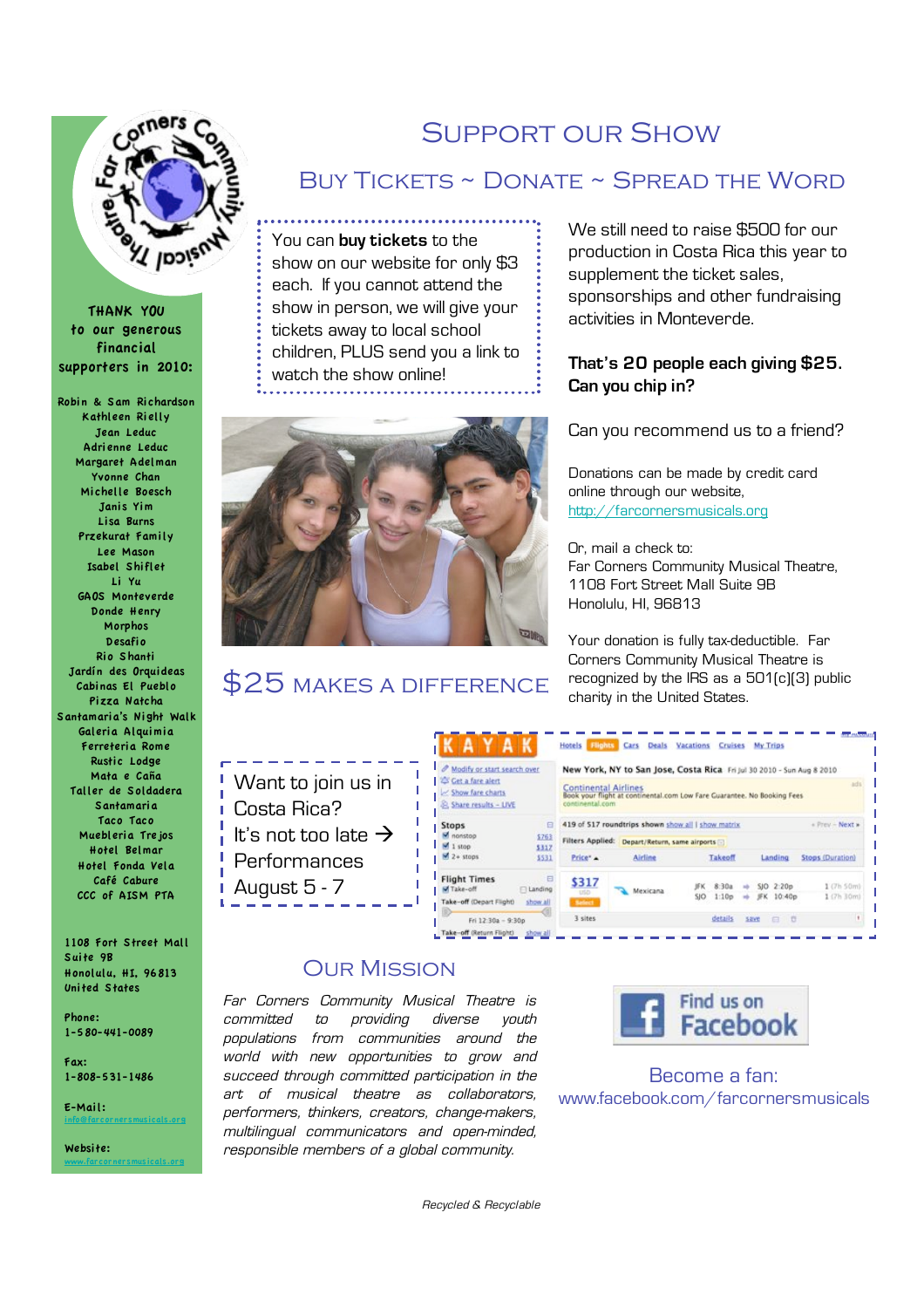# Support our Show

## Buy Tickets ~ Donate ~ Spread the Word

You can **buy tickets** to the show on our website for only $3 each. If you cannot attend the show in person, we will give your tickets away to local school children, PLUS send you a link to watch the show online!

## $25 makes a difference

We still need to raise $500 for our production in Costa Rica this year to supplement the ticket sales, sponsorships and other fundraising activities in Monteverde.

**That's 20 people each giving $25. Can you chip in?**

Can you recommend us to a friend?

Donations can be made by credit card online through our website, http://farcornersmusicals.org

Or, mail a check to:
Far Corners Community Musical Theatre,
1108 Fort Street Mall Suite 9B
Honolulu, HI, 96813

Your donation is fully tax-deductible. Far Corners Community Musical Theatre is recognized by the IRS as a 501(c)(3) public charity in the United States.

Want to join us in Costa Rica?
It's not too late →
Performances
August 5 - 7

## Our Mission

*Far Corners Community Musical Theatre is committed to providing diverse youth populations from communities around the world with new opportunities to grow and succeed through committed participation in the art of musical theatre as collaborators, performers, thinkers, creators, change-makers, multilingual communicators and open-minded, responsible members of a global community.*

Find us on Facebook

Become a fan:
www.facebook.com/farcornersmusicals

**THANK YOU to our generous financial supporters in 2010:**

Robin & Sam Richardson
Kathleen Rielly
Jean Leduc
Adrienne Leduc
Margaret Adelman
Yvonne Chan
Michelle Boesch
Janis Yim
Lisa Burns
Przekurat Family
Lee Mason
Isabel Shiflet
Li Yu
GAOS Monteverde
Donde Henry
Morphos
Desafio
Rio Shanti
Jardin des Orquideas
Cabinas El Pueblo
Pizza Natcha
Santamaria's Night Walk
Galeria Alquimia
Ferreteria Rome
Rustic Lodge
Mata e Caña
Taller de Soldadera
Santamaria
Taco Taco
Muebleria Trejos
Hotel Belmar
Hotel Fonda Vela
Café Cabure
CCC of AISM PTA

1108 Fort Street Mall
Suite 9B
Honolulu, HI, 96813
United States

Phone:
1-580-441-0089

Fax:
1-808-531-1486

E-Mail:
info@farcornersmusicals.org

Website:
www.farcornersmusicals.org

*Recycled & Recyclable*